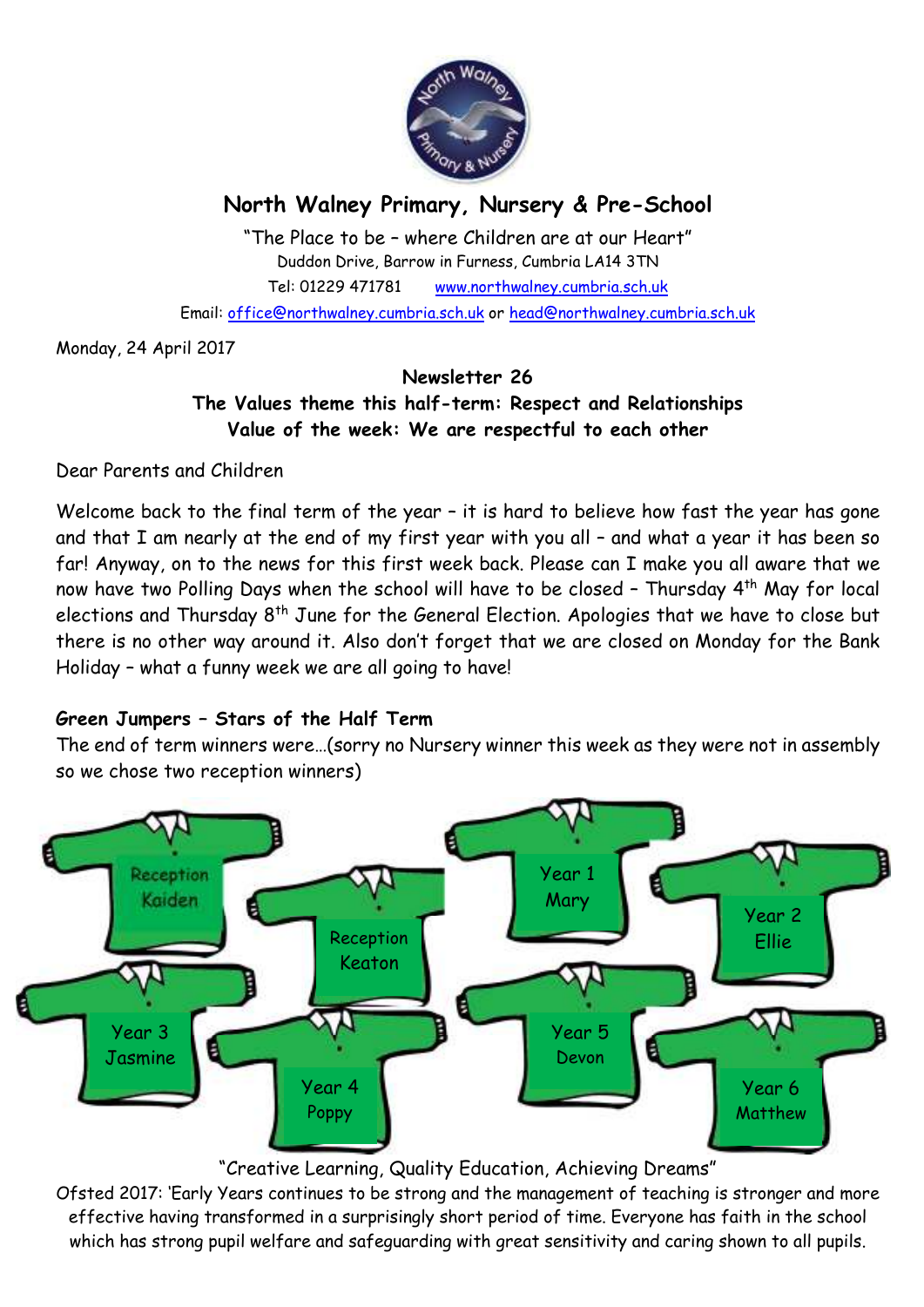# North Walney Primary, Nursery & Pre-School

"The Place to be – where Children are at our Heart"
Duddon Drive, Barrow in Furness, Cumbria LA14 3TN
Tel: 01229 471781 www.northwalney.cumbria.sch.uk
Email: office@northwalney.cumbria.sch.uk or head@northwalney.cumbria.sch.uk

Monday, 24 April 2017

**Newsletter 26**
**The Values theme this half-term: Respect and Relationships**
**Value of the week: We are respectful to each other**

Dear Parents and Children

Welcome back to the final term of the year – it is hard to believe how fast the year has gone and that I am nearly at the end of my first year with you all – and what a year it has been so far! Anyway, on to the news for this first week back. Please can I make you all aware that we now have two Polling Days when the school will have to be closed – Thursday 4th May for local elections and Thursday 8th June for the General Election. Apologies that we have to close but there is no other way around it. Also don't forget that we are closed on Monday for the Bank Holiday – what a funny week we are all going to have!

## Green Jumpers – Stars of the Half Term

The end of term winners were…(sorry no Nursery winner this week as they were not in assembly so we chose two reception winners)

- Reception Kaiden
- Reception Keaton
- Year 1 Mary
- Year 2 Ellie
- Year 3 Jasmine
- Year 4 Poppy
- Year 5 Devon
- Year 6 Matthew

"Creative Learning, Quality Education, Achieving Dreams"
Ofsted 2017: 'Early Years continues to be strong and the management of teaching is stronger and more effective having transformed in a surprisingly short period of time. Everyone has faith in the school which has strong pupil welfare and safeguarding with great sensitivity and caring shown to all pupils.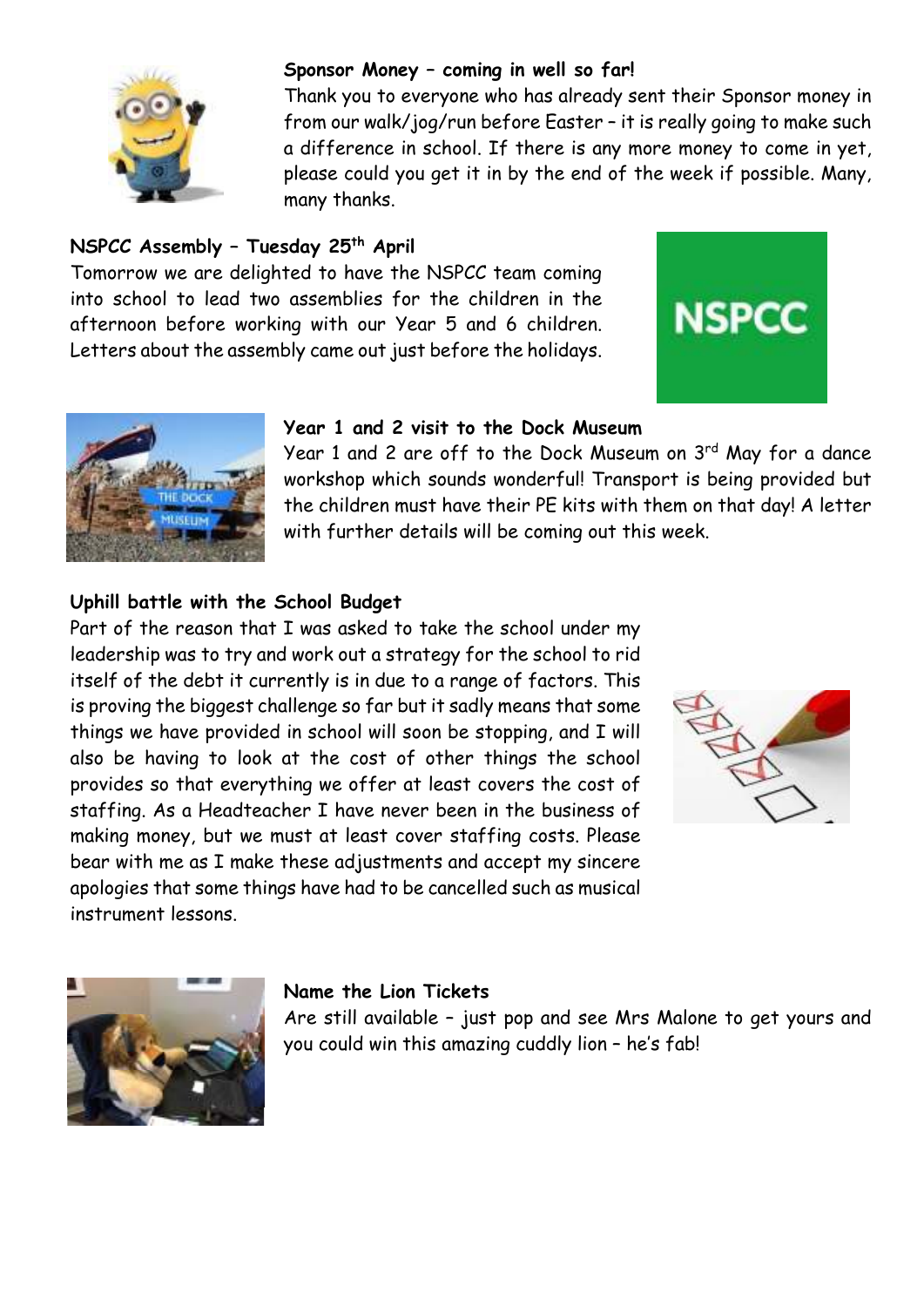**Sponsor Money – coming in well so far!**

Thank you to everyone who has already sent their Sponsor money in from our walk/jog/run before Easter – it is really going to make such a difference in school. If there is any more money to come in yet, please could you get it in by the end of the week if possible. Many, many thanks.

**NSPCC Assembly – Tuesday 25th April**

Tomorrow we are delighted to have the NSPCC team coming into school to lead two assemblies for the children in the afternoon before working with our Year 5 and 6 children. Letters about the assembly came out just before the holidays.

**Year 1 and 2 visit to the Dock Museum**

Year 1 and 2 are off to the Dock Museum on 3rd May for a dance workshop which sounds wonderful! Transport is being provided but the children must have their PE kits with them on that day! A letter with further details will be coming out this week.

**Uphill battle with the School Budget**

Part of the reason that I was asked to take the school under my leadership was to try and work out a strategy for the school to rid itself of the debt it currently is in due to a range of factors. This is proving the biggest challenge so far but it sadly means that some things we have provided in school will soon be stopping, and I will also be having to look at the cost of other things the school provides so that everything we offer at least covers the cost of staffing. As a Headteacher I have never been in the business of making money, but we must at least cover staffing costs. Please bear with me as I make these adjustments and accept my sincere apologies that some things have had to be cancelled such as musical instrument lessons.

**Name the Lion Tickets**

Are still available – just pop and see Mrs Malone to get yours and you could win this amazing cuddly lion – he's fab!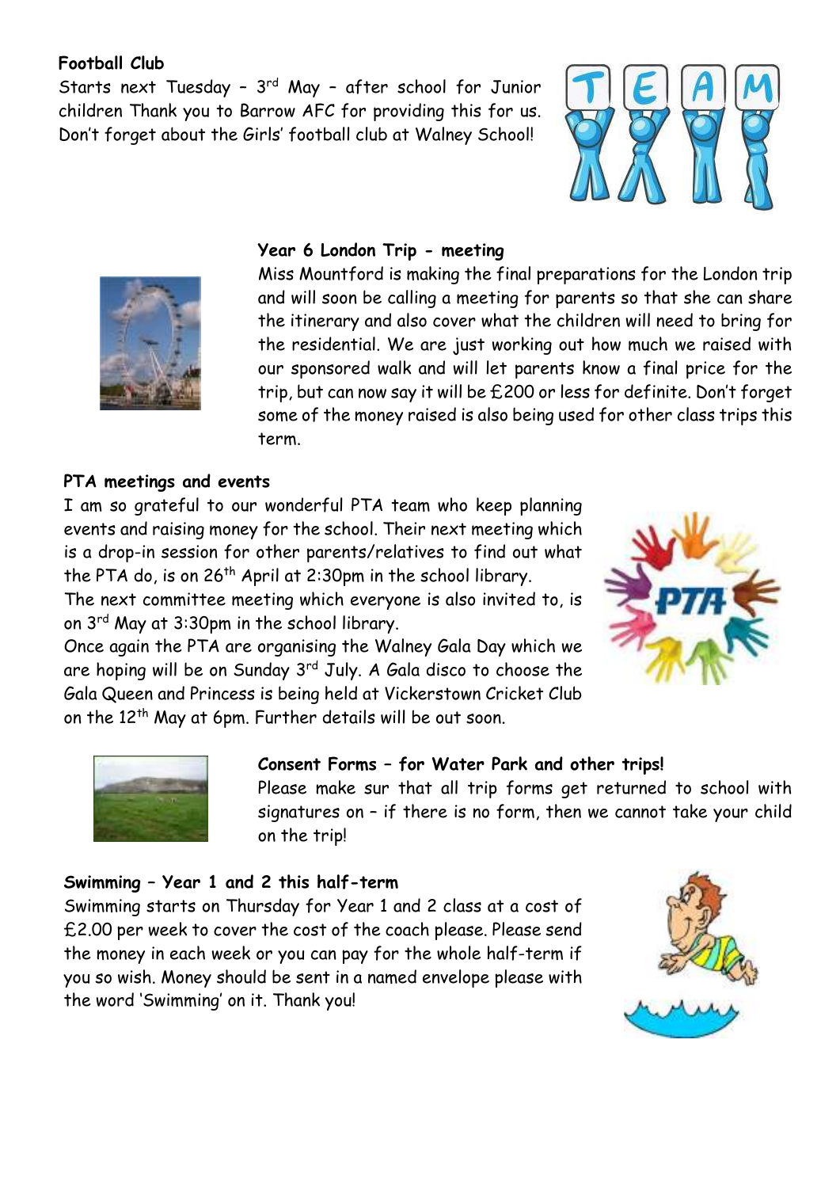**Football Club**

Starts next Tuesday – 3rd May – after school for Junior children Thank you to Barrow AFC for providing this for us. Don't forget about the Girls' football club at Walney School!

**Year 6 London Trip - meeting**

Miss Mountford is making the final preparations for the London trip and will soon be calling a meeting for parents so that she can share the itinerary and also cover what the children will need to bring for the residential. We are just working out how much we raised with our sponsored walk and will let parents know a final price for the trip, but can now say it will be £200 or less for definite. Don't forget some of the money raised is also being used for other class trips this term.

**PTA meetings and events**

I am so grateful to our wonderful PTA team who keep planning events and raising money for the school. Their next meeting which is a drop-in session for other parents/relatives to find out what the PTA do, is on 26th April at 2:30pm in the school library.

The next committee meeting which everyone is also invited to, is on 3rd May at 3:30pm in the school library.

Once again the PTA are organising the Walney Gala Day which we are hoping will be on Sunday 3rd July. A Gala disco to choose the Gala Queen and Princess is being held at Vickerstown Cricket Club on the 12th May at 6pm. Further details will be out soon.

**Consent Forms – for Water Park and other trips!**

Please make sur that all trip forms get returned to school with signatures on – if there is no form, then we cannot take your child on the trip!

**Swimming – Year 1 and 2 this half-term**

Swimming starts on Thursday for Year 1 and 2 class at a cost of £2.00 per week to cover the cost of the coach please. Please send the money in each week or you can pay for the whole half-term if you so wish. Money should be sent in a named envelope please with the word 'Swimming' on it. Thank you!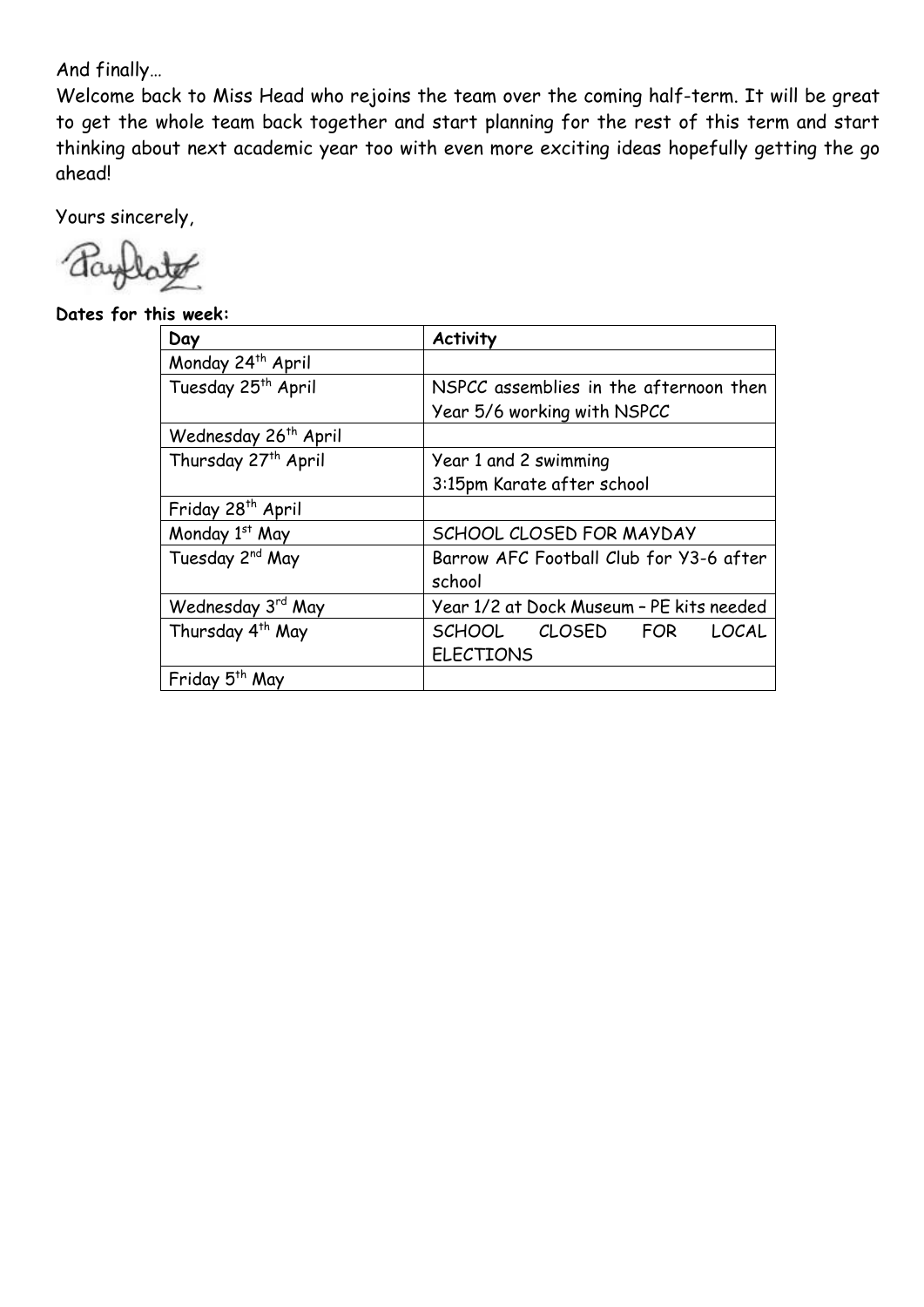And finally…

Welcome back to Miss Head who rejoins the team over the coming half-term. It will be great to get the whole team back together and start planning for the rest of this term and start thinking about next academic year too with even more exciting ideas hopefully getting the go ahead!

Yours sincerely,

**Dates for this week:**

| Day | Activity |
|---|---|
| Monday 24th April | |
| Tuesday 25th April | NSPCC assemblies in the afternoon then Year 5/6 working with NSPCC |
| Wednesday 26th April | |
| Thursday 27th April | Year 1 and 2 swimming<br>3:15pm Karate after school |
| Friday 28th April | |
| Monday 1st May | SCHOOL CLOSED FOR MAYDAY |
| Tuesday 2nd May | Barrow AFC Football Club for Y3-6 after school |
| Wednesday 3rd May | Year 1/2 at Dock Museum – PE kits needed |
| Thursday 4th May | SCHOOL CLOSED FOR LOCAL ELECTIONS |
| Friday 5th May | |